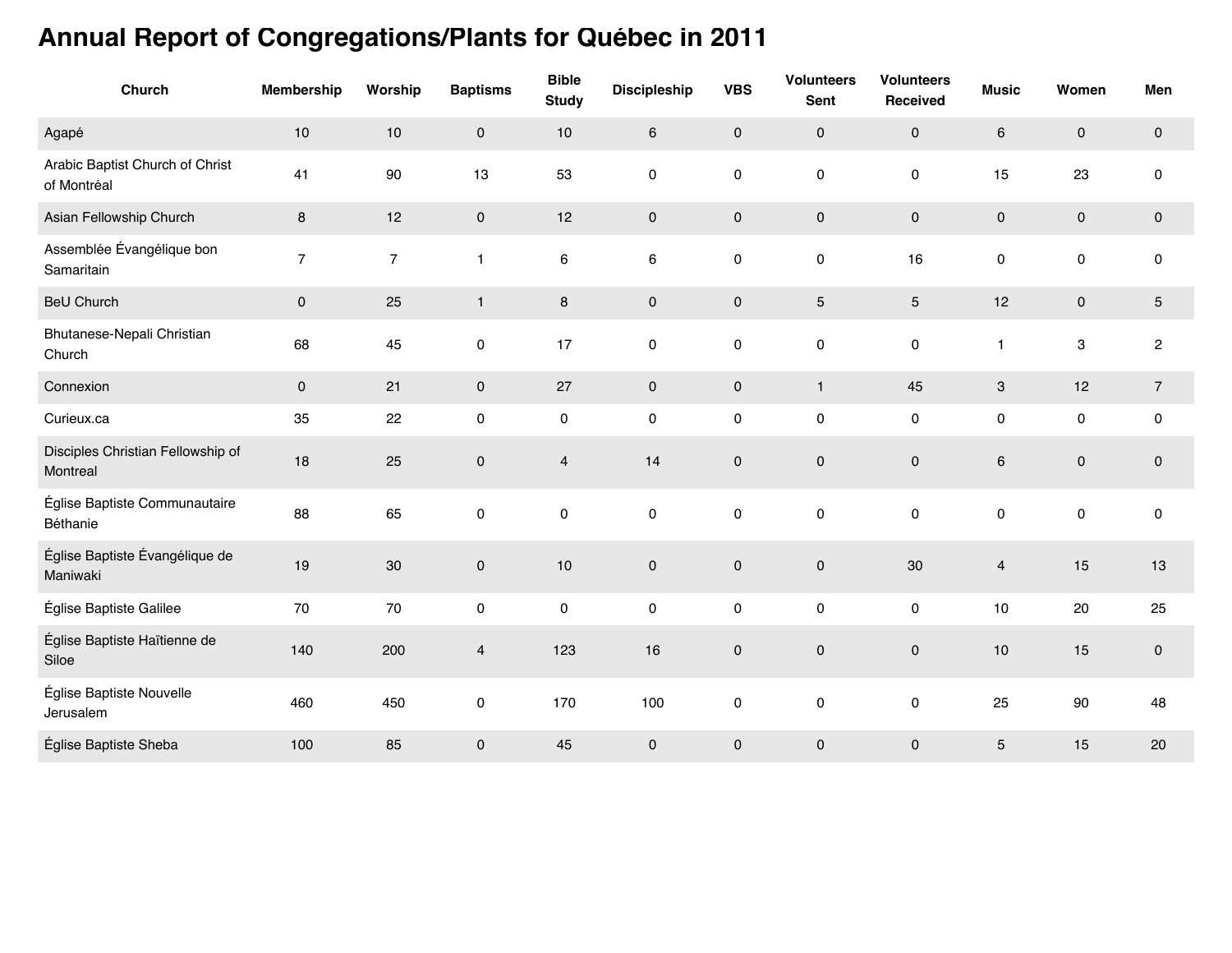# Annual Report of Congregations/Plants for Québec in 2011

| Church | Membership | Worship | Baptisms | Bible Study | Discipleship | VBS | Volunteers Sent | Volunteers Received | Music | Women | Men |
|---|---|---|---|---|---|---|---|---|---|---|---|
| Agapé | 10 | 10 | 0 | 10 | 6 | 0 | 0 | 0 | 6 | 0 | 0 |
| Arabic Baptist Church of Christ of Montréal | 41 | 90 | 13 | 53 | 0 | 0 | 0 | 0 | 15 | 23 | 0 |
| Asian Fellowship Church | 8 | 12 | 0 | 12 | 0 | 0 | 0 | 0 | 0 | 0 | 0 |
| Assemblée Évangélique bon Samaritain | 7 | 7 | 1 | 6 | 6 | 0 | 0 | 16 | 0 | 0 | 0 |
| BeU Church | 0 | 25 | 1 | 8 | 0 | 0 | 5 | 5 | 12 | 0 | 5 |
| Bhutanese-Nepali Christian Church | 68 | 45 | 0 | 17 | 0 | 0 | 0 | 0 | 1 | 3 | 2 |
| Connexion | 0 | 21 | 0 | 27 | 0 | 0 | 1 | 45 | 3 | 12 | 7 |
| Curieux.ca | 35 | 22 | 0 | 0 | 0 | 0 | 0 | 0 | 0 | 0 | 0 |
| Disciples Christian Fellowship of Montreal | 18 | 25 | 0 | 4 | 14 | 0 | 0 | 0 | 6 | 0 | 0 |
| Église Baptiste Communautaire Béthanie | 88 | 65 | 0 | 0 | 0 | 0 | 0 | 0 | 0 | 0 | 0 |
| Église Baptiste Évangélique de Maniwaki | 19 | 30 | 0 | 10 | 0 | 0 | 0 | 30 | 4 | 15 | 13 |
| Église Baptiste Galilee | 70 | 70 | 0 | 0 | 0 | 0 | 0 | 0 | 10 | 20 | 25 |
| Église Baptiste Haïtienne de Siloe | 140 | 200 | 4 | 123 | 16 | 0 | 0 | 0 | 10 | 15 | 0 |
| Église Baptiste Nouvelle Jerusalem | 460 | 450 | 0 | 170 | 100 | 0 | 0 | 0 | 25 | 90 | 48 |
| Église Baptiste Sheba | 100 | 85 | 0 | 45 | 0 | 0 | 0 | 0 | 5 | 15 | 20 |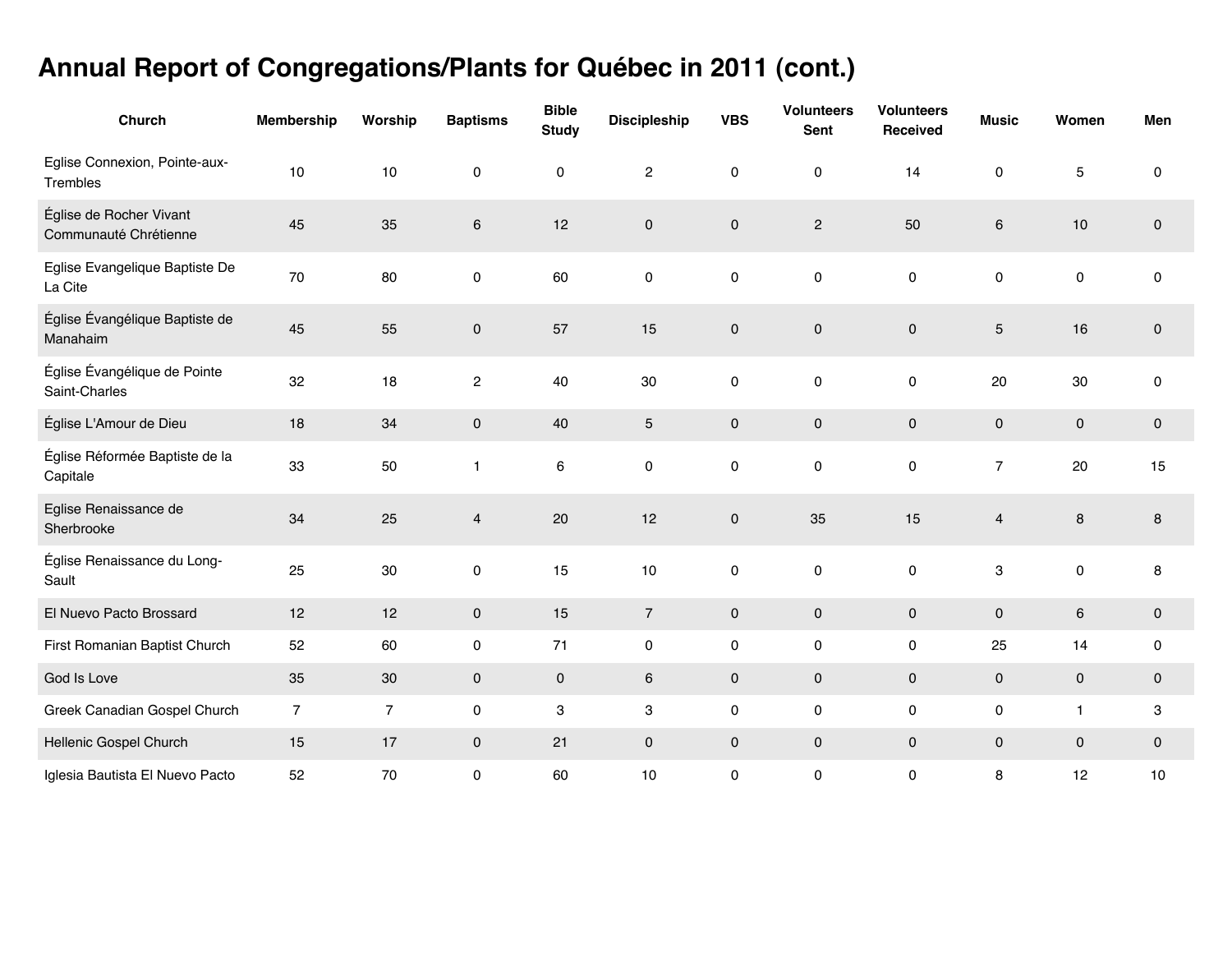# Annual Report of Congregations/Plants for Québec in 2011 (cont.)

| Church | Membership | Worship | Baptisms | Bible Study | Discipleship | VBS | Volunteers Sent | Volunteers Received | Music | Women | Men |
|---|---|---|---|---|---|---|---|---|---|---|---|
| Eglise Connexion, Pointe-aux-Trembles | 10 | 10 | 0 | 0 | 2 | 0 | 0 | 14 | 0 | 5 | 0 |
| Église de Rocher Vivant Communauté Chrétienne | 45 | 35 | 6 | 12 | 0 | 0 | 2 | 50 | 6 | 10 | 0 |
| Eglise Evangelique Baptiste De La Cite | 70 | 80 | 0 | 60 | 0 | 0 | 0 | 0 | 0 | 0 | 0 |
| Église Évangélique Baptiste de Manahaim | 45 | 55 | 0 | 57 | 15 | 0 | 0 | 0 | 5 | 16 | 0 |
| Église Évangélique de Pointe Saint-Charles | 32 | 18 | 2 | 40 | 30 | 0 | 0 | 0 | 20 | 30 | 0 |
| Église L'Amour de Dieu | 18 | 34 | 0 | 40 | 5 | 0 | 0 | 0 | 0 | 0 | 0 |
| Église Réformée Baptiste de la Capitale | 33 | 50 | 1 | 6 | 0 | 0 | 0 | 0 | 7 | 20 | 15 |
| Eglise Renaissance de Sherbrooke | 34 | 25 | 4 | 20 | 12 | 0 | 35 | 15 | 4 | 8 | 8 |
| Église Renaissance du Long-Sault | 25 | 30 | 0 | 15 | 10 | 0 | 0 | 0 | 3 | 0 | 8 |
| El Nuevo Pacto Brossard | 12 | 12 | 0 | 15 | 7 | 0 | 0 | 0 | 0 | 6 | 0 |
| First Romanian Baptist Church | 52 | 60 | 0 | 71 | 0 | 0 | 0 | 0 | 25 | 14 | 0 |
| God Is Love | 35 | 30 | 0 | 0 | 6 | 0 | 0 | 0 | 0 | 0 | 0 |
| Greek Canadian Gospel Church | 7 | 7 | 0 | 3 | 3 | 0 | 0 | 0 | 0 | 1 | 3 |
| Hellenic Gospel Church | 15 | 17 | 0 | 21 | 0 | 0 | 0 | 0 | 0 | 0 | 0 |
| Iglesia Bautista El Nuevo Pacto | 52 | 70 | 0 | 60 | 10 | 0 | 0 | 0 | 8 | 12 | 10 |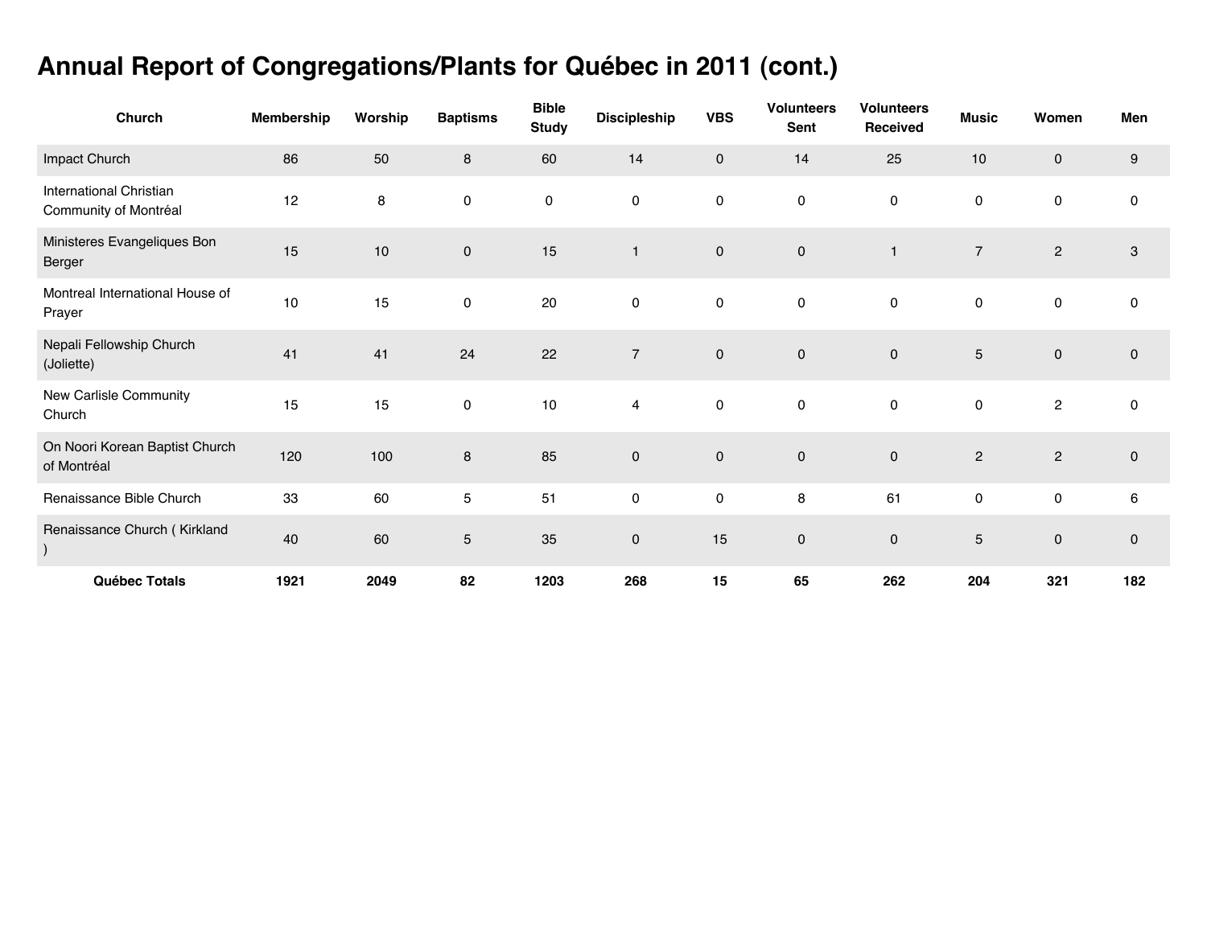# Annual Report of Congregations/Plants for Québec in 2011 (cont.)

| Church | Membership | Worship | Baptisms | Bible Study | Discipleship | VBS | Volunteers Sent | Volunteers Received | Music | Women | Men |
|---|---|---|---|---|---|---|---|---|---|---|---|
| Impact Church | 86 | 50 | 8 | 60 | 14 | 0 | 14 | 25 | 10 | 0 | 9 |
| International Christian Community of Montréal | 12 | 8 | 0 | 0 | 0 | 0 | 0 | 0 | 0 | 0 | 0 |
| Ministeres Evangeliques Bon Berger | 15 | 10 | 0 | 15 | 1 | 0 | 0 | 1 | 7 | 2 | 3 |
| Montreal International House of Prayer | 10 | 15 | 0 | 20 | 0 | 0 | 0 | 0 | 0 | 0 | 0 |
| Nepali Fellowship Church (Joliette) | 41 | 41 | 24 | 22 | 7 | 0 | 0 | 0 | 5 | 0 | 0 |
| New Carlisle Community Church | 15 | 15 | 0 | 10 | 4 | 0 | 0 | 0 | 0 | 2 | 0 |
| On Noori Korean Baptist Church of Montréal | 120 | 100 | 8 | 85 | 0 | 0 | 0 | 0 | 2 | 2 | 0 |
| Renaissance Bible Church | 33 | 60 | 5 | 51 | 0 | 0 | 8 | 61 | 0 | 0 | 6 |
| Renaissance Church ( Kirkland ) | 40 | 60 | 5 | 35 | 0 | 15 | 0 | 0 | 5 | 0 | 0 |
| **Québec Totals** | **1921** | **2049** | **82** | **1203** | **268** | **15** | **65** | **262** | **204** | **321** | **182** |